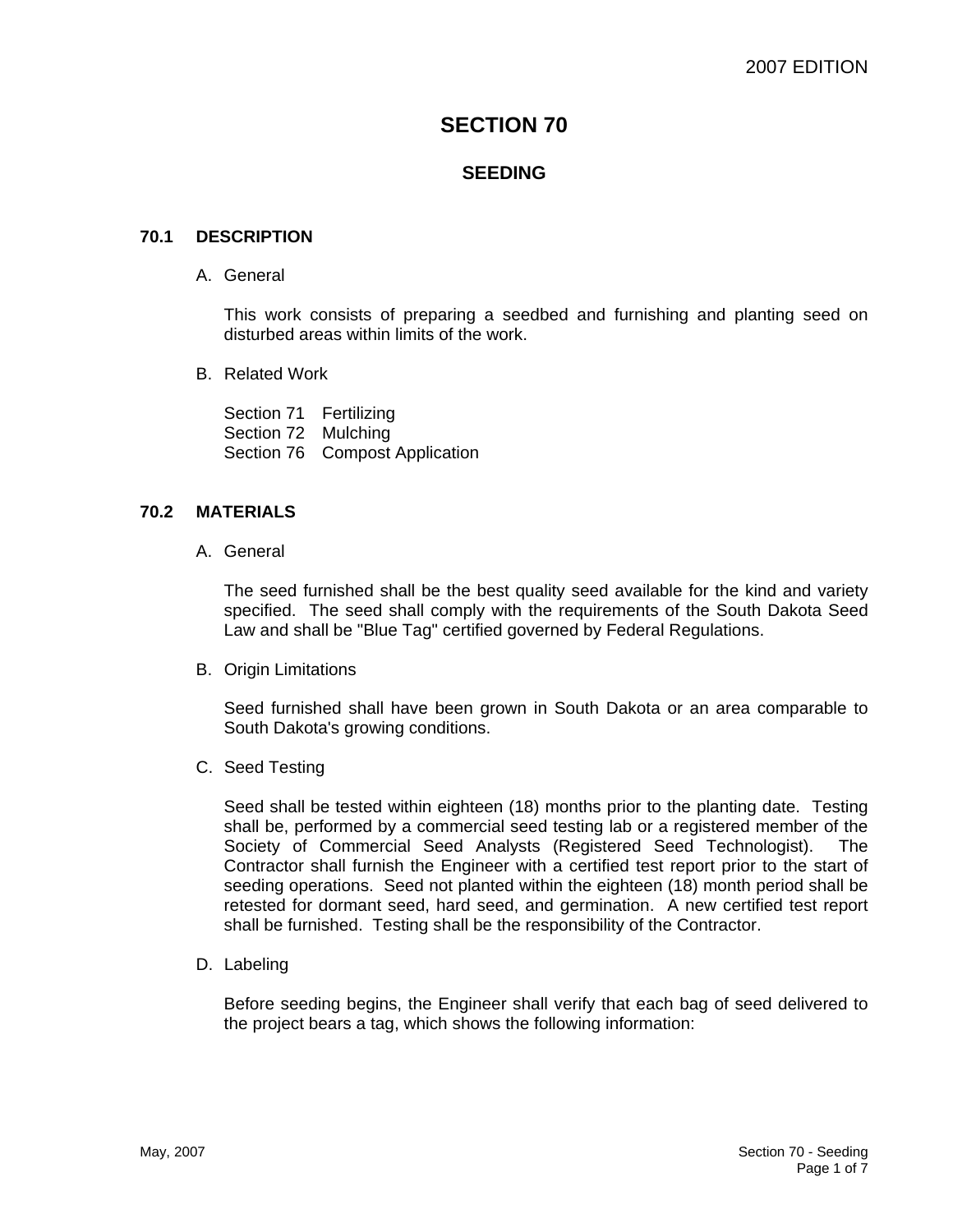2007 EDITION

# SECTION 70

## SEEDING

### 70.1 DESCRIPTION

A. General

This work consists of preparing a seedbed and furnishing and planting seed on disturbed areas within limits of the work.

B. Related Work

Section 71 Fertilizing
Section 72 Mulching
Section 76 Compost Application

### 70.2 MATERIALS

A. General

The seed furnished shall be the best quality seed available for the kind and variety specified. The seed shall comply with the requirements of the South Dakota Seed Law and shall be "Blue Tag" certified governed by Federal Regulations.

B. Origin Limitations

Seed furnished shall have been grown in South Dakota or an area comparable to South Dakota's growing conditions.

C. Seed Testing

Seed shall be tested within eighteen (18) months prior to the planting date. Testing shall be, performed by a commercial seed testing lab or a registered member of the Society of Commercial Seed Analysts (Registered Seed Technologist). The Contractor shall furnish the Engineer with a certified test report prior to the start of seeding operations. Seed not planted within the eighteen (18) month period shall be retested for dormant seed, hard seed, and germination. A new certified test report shall be furnished. Testing shall be the responsibility of the Contractor.

D. Labeling

Before seeding begins, the Engineer shall verify that each bag of seed delivered to the project bears a tag, which shows the following information: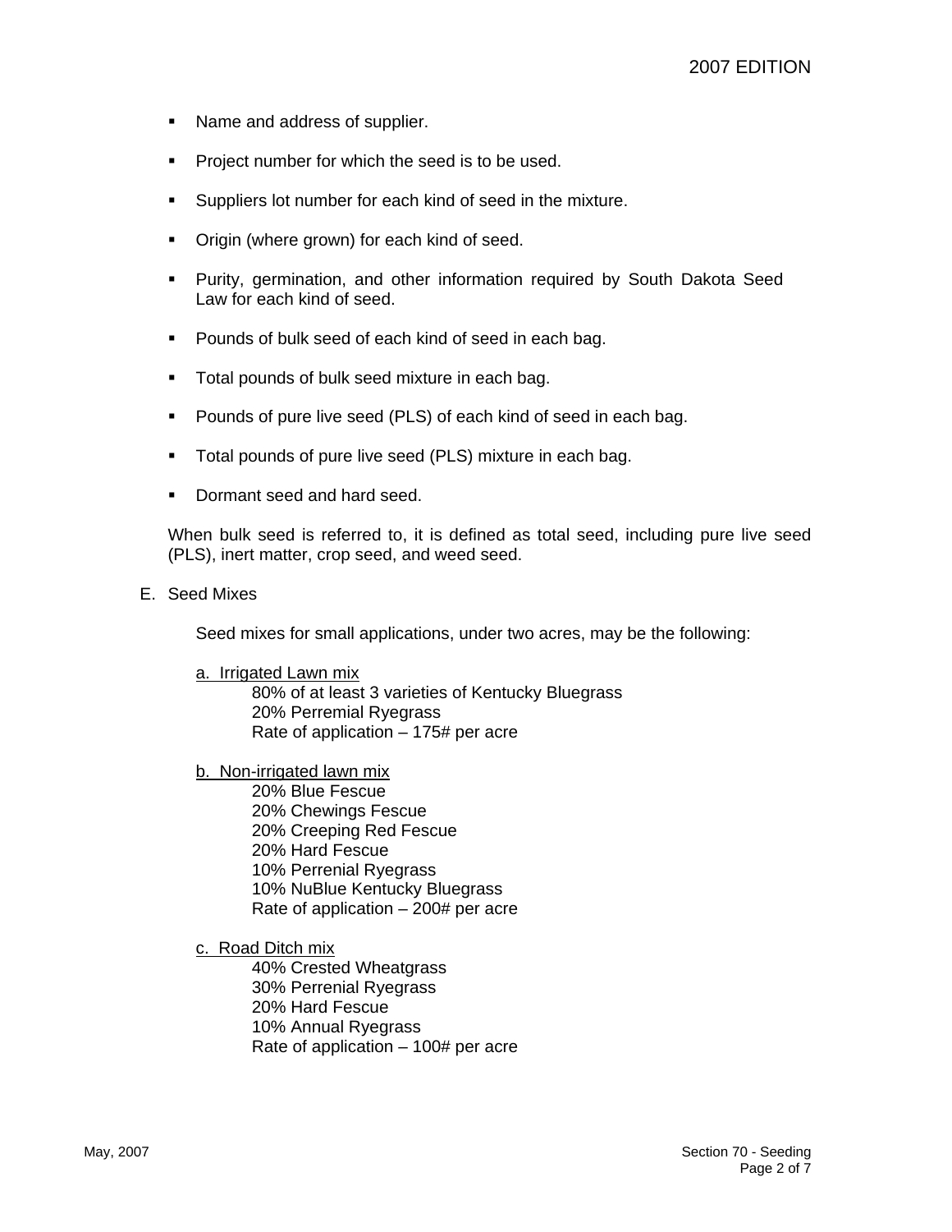- Name and address of supplier.
- Project number for which the seed is to be used.
- Suppliers lot number for each kind of seed in the mixture.
- Origin (where grown) for each kind of seed.
- Purity, germination, and other information required by South Dakota Seed Law for each kind of seed.
- Pounds of bulk seed of each kind of seed in each bag.
- Total pounds of bulk seed mixture in each bag.
- Pounds of pure live seed (PLS) of each kind of seed in each bag.
- Total pounds of pure live seed (PLS) mixture in each bag.
- Dormant seed and hard seed.

When bulk seed is referred to, it is defined as total seed, including pure live seed (PLS), inert matter, crop seed, and weed seed.

E. Seed Mixes

Seed mixes for small applications, under two acres, may be the following:

a. Irrigated Lawn mix

80% of at least 3 varieties of Kentucky Bluegrass
20% Perremial Ryegrass
Rate of application – 175# per acre

b. Non-irrigated lawn mix

20% Blue Fescue
20% Chewings Fescue
20% Creeping Red Fescue
20% Hard Fescue
10% Perrenial Ryegrass
10% NuBlue Kentucky Bluegrass
Rate of application – 200# per acre

c. Road Ditch mix

40% Crested Wheatgrass
30% Perrenial Ryegrass
20% Hard Fescue
10% Annual Ryegrass
Rate of application – 100# per acre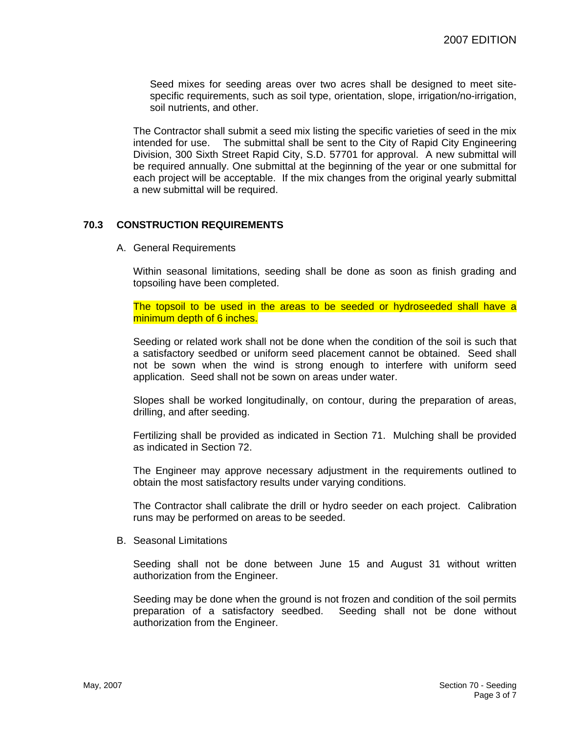Seed mixes for seeding areas over two acres shall be designed to meet site-specific requirements, such as soil type, orientation, slope, irrigation/no-irrigation, soil nutrients, and other.

The Contractor shall submit a seed mix listing the specific varieties of seed in the mix intended for use. The submittal shall be sent to the City of Rapid City Engineering Division, 300 Sixth Street Rapid City, S.D. 57701 for approval. A new submittal will be required annually. One submittal at the beginning of the year or one submittal for each project will be acceptable. If the mix changes from the original yearly submittal a new submittal will be required.

## 70.3 CONSTRUCTION REQUIREMENTS

A. General Requirements

Within seasonal limitations, seeding shall be done as soon as finish grading and topsoiling have been completed.

The topsoil to be used in the areas to be seeded or hydroseeded shall have a minimum depth of 6 inches.

Seeding or related work shall not be done when the condition of the soil is such that a satisfactory seedbed or uniform seed placement cannot be obtained. Seed shall not be sown when the wind is strong enough to interfere with uniform seed application. Seed shall not be sown on areas under water.

Slopes shall be worked longitudinally, on contour, during the preparation of areas, drilling, and after seeding.

Fertilizing shall be provided as indicated in Section 71. Mulching shall be provided as indicated in Section 72.

The Engineer may approve necessary adjustment in the requirements outlined to obtain the most satisfactory results under varying conditions.

The Contractor shall calibrate the drill or hydro seeder on each project. Calibration runs may be performed on areas to be seeded.

B. Seasonal Limitations

Seeding shall not be done between June 15 and August 31 without written authorization from the Engineer.

Seeding may be done when the ground is not frozen and condition of the soil permits preparation of a satisfactory seedbed. Seeding shall not be done without authorization from the Engineer.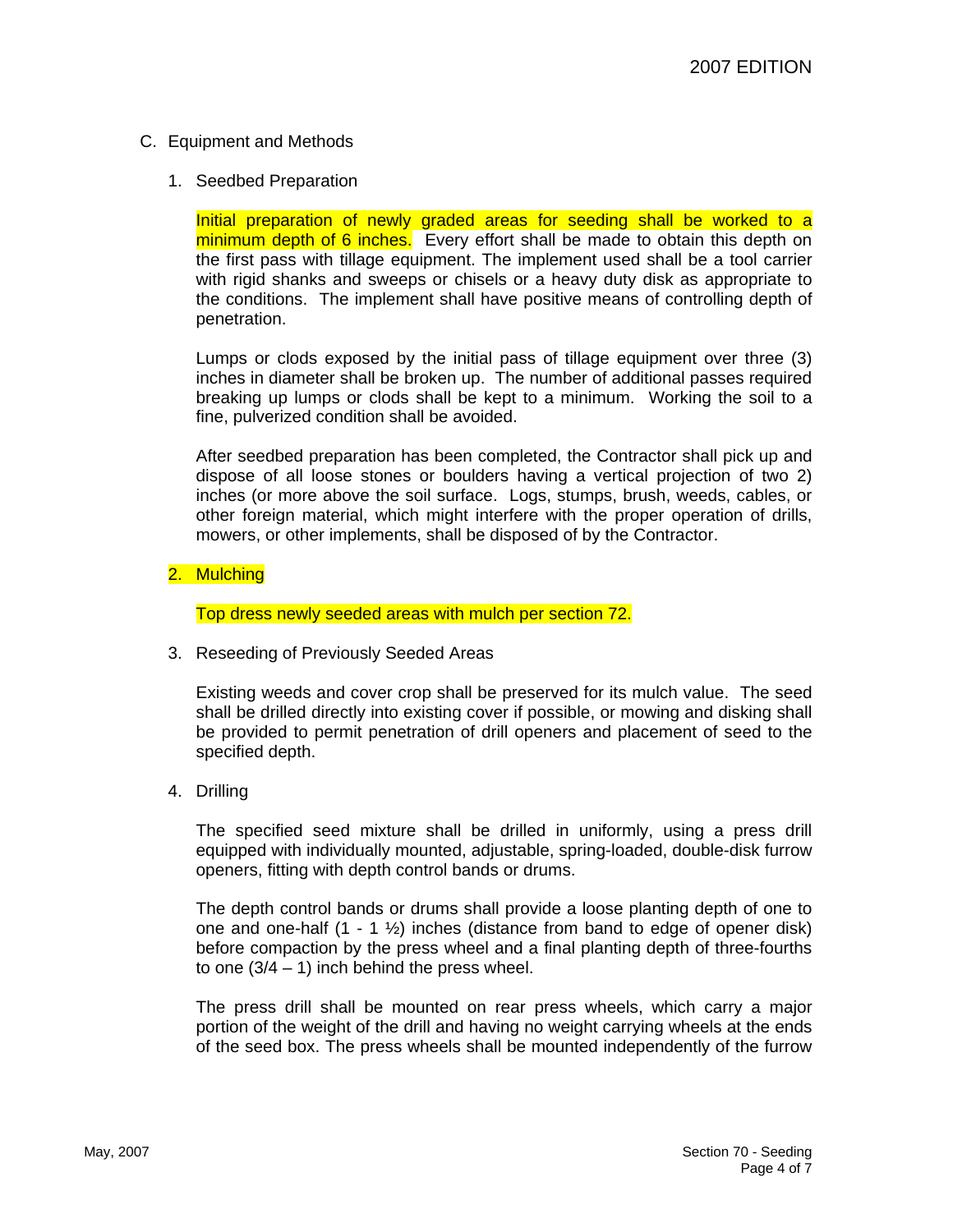C. Equipment and Methods

1. Seedbed Preparation

   Initial preparation of newly graded areas for seeding shall be worked to a minimum depth of 6 inches. Every effort shall be made to obtain this depth on the first pass with tillage equipment. The implement used shall be a tool carrier with rigid shanks and sweeps or chisels or a heavy duty disk as appropriate to the conditions. The implement shall have positive means of controlling depth of penetration.

   Lumps or clods exposed by the initial pass of tillage equipment over three (3) inches in diameter shall be broken up. The number of additional passes required breaking up lumps or clods shall be kept to a minimum. Working the soil to a fine, pulverized condition shall be avoided.

   After seedbed preparation has been completed, the Contractor shall pick up and dispose of all loose stones or boulders having a vertical projection of two 2) inches (or more above the soil surface. Logs, stumps, brush, weeds, cables, or other foreign material, which might interfere with the proper operation of drills, mowers, or other implements, shall be disposed of by the Contractor.

2. Mulching

   Top dress newly seeded areas with mulch per section 72.

3. Reseeding of Previously Seeded Areas

   Existing weeds and cover crop shall be preserved for its mulch value. The seed shall be drilled directly into existing cover if possible, or mowing and disking shall be provided to permit penetration of drill openers and placement of seed to the specified depth.

4. Drilling

   The specified seed mixture shall be drilled in uniformly, using a press drill equipped with individually mounted, adjustable, spring-loaded, double-disk furrow openers, fitting with depth control bands or drums.

   The depth control bands or drums shall provide a loose planting depth of one to one and one-half (1 - 1 ½) inches (distance from band to edge of opener disk) before compaction by the press wheel and a final planting depth of three-fourths to one (3/4 – 1) inch behind the press wheel.

   The press drill shall be mounted on rear press wheels, which carry a major portion of the weight of the drill and having no weight carrying wheels at the ends of the seed box. The press wheels shall be mounted independently of the furrow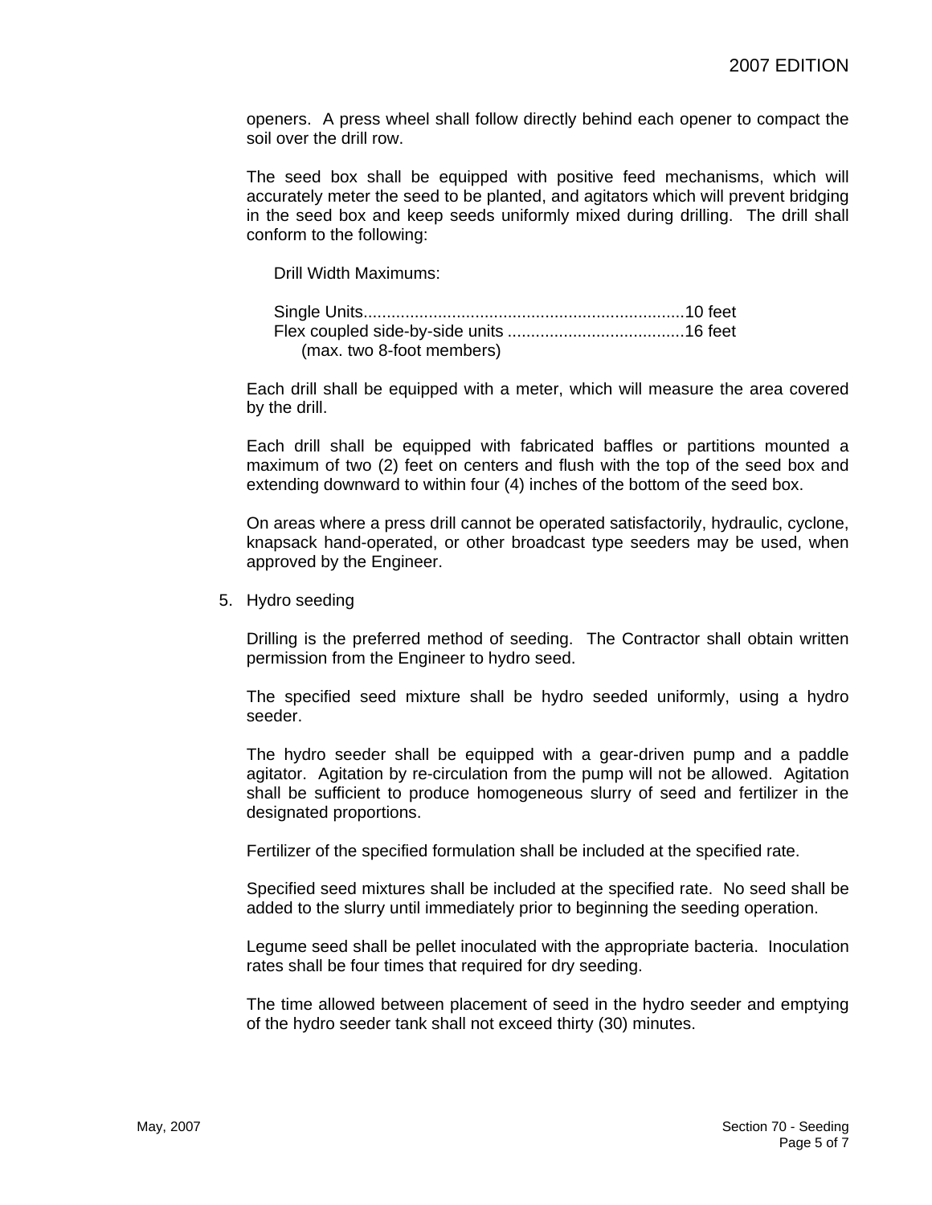openers. A press wheel shall follow directly behind each opener to compact the soil over the drill row.

The seed box shall be equipped with positive feed mechanisms, which will accurately meter the seed to be planted, and agitators which will prevent bridging in the seed box and keep seeds uniformly mixed during drilling. The drill shall conform to the following:

Drill Width Maximums:

Single Units.....................................................................10 feet
Flex coupled side-by-side units ......................................16 feet
(max. two 8-foot members)

Each drill shall be equipped with a meter, which will measure the area covered by the drill.

Each drill shall be equipped with fabricated baffles or partitions mounted a maximum of two (2) feet on centers and flush with the top of the seed box and extending downward to within four (4) inches of the bottom of the seed box.

On areas where a press drill cannot be operated satisfactorily, hydraulic, cyclone, knapsack hand-operated, or other broadcast type seeders may be used, when approved by the Engineer.

5. Hydro seeding

Drilling is the preferred method of seeding. The Contractor shall obtain written permission from the Engineer to hydro seed.

The specified seed mixture shall be hydro seeded uniformly, using a hydro seeder.

The hydro seeder shall be equipped with a gear-driven pump and a paddle agitator. Agitation by re-circulation from the pump will not be allowed. Agitation shall be sufficient to produce homogeneous slurry of seed and fertilizer in the designated proportions.

Fertilizer of the specified formulation shall be included at the specified rate.

Specified seed mixtures shall be included at the specified rate. No seed shall be added to the slurry until immediately prior to beginning the seeding operation.

Legume seed shall be pellet inoculated with the appropriate bacteria. Inoculation rates shall be four times that required for dry seeding.

The time allowed between placement of seed in the hydro seeder and emptying of the hydro seeder tank shall not exceed thirty (30) minutes.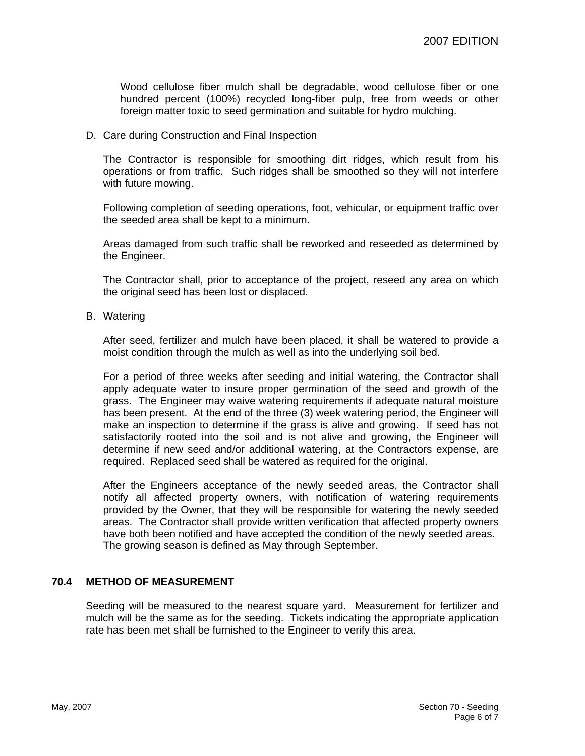Wood cellulose fiber mulch shall be degradable, wood cellulose fiber or one hundred percent (100%) recycled long-fiber pulp, free from weeds or other foreign matter toxic to seed germination and suitable for hydro mulching.

D. Care during Construction and Final Inspection

The Contractor is responsible for smoothing dirt ridges, which result from his operations or from traffic. Such ridges shall be smoothed so they will not interfere with future mowing.

Following completion of seeding operations, foot, vehicular, or equipment traffic over the seeded area shall be kept to a minimum.

Areas damaged from such traffic shall be reworked and reseeded as determined by the Engineer.

The Contractor shall, prior to acceptance of the project, reseed any area on which the original seed has been lost or displaced.

B. Watering

After seed, fertilizer and mulch have been placed, it shall be watered to provide a moist condition through the mulch as well as into the underlying soil bed.

For a period of three weeks after seeding and initial watering, the Contractor shall apply adequate water to insure proper germination of the seed and growth of the grass. The Engineer may waive watering requirements if adequate natural moisture has been present. At the end of the three (3) week watering period, the Engineer will make an inspection to determine if the grass is alive and growing. If seed has not satisfactorily rooted into the soil and is not alive and growing, the Engineer will determine if new seed and/or additional watering, at the Contractors expense, are required. Replaced seed shall be watered as required for the original.

After the Engineers acceptance of the newly seeded areas, the Contractor shall notify all affected property owners, with notification of watering requirements provided by the Owner, that they will be responsible for watering the newly seeded areas. The Contractor shall provide written verification that affected property owners have both been notified and have accepted the condition of the newly seeded areas. The growing season is defined as May through September.

## 70.4 METHOD OF MEASUREMENT

Seeding will be measured to the nearest square yard. Measurement for fertilizer and mulch will be the same as for the seeding. Tickets indicating the appropriate application rate has been met shall be furnished to the Engineer to verify this area.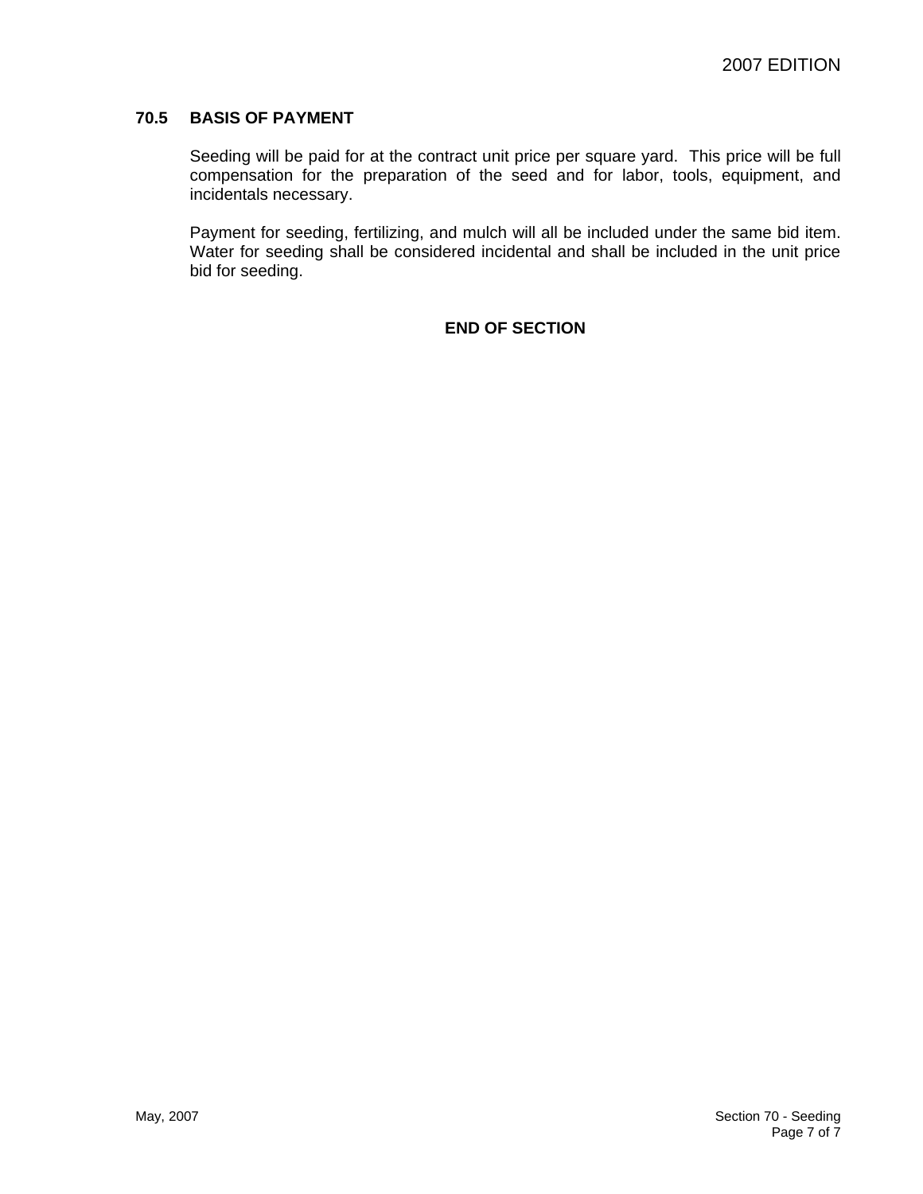## 70.5 BASIS OF PAYMENT

Seeding will be paid for at the contract unit price per square yard. This price will be full compensation for the preparation of the seed and for labor, tools, equipment, and incidentals necessary.

Payment for seeding, fertilizing, and mulch will all be included under the same bid item. Water for seeding shall be considered incidental and shall be included in the unit price bid for seeding.

**END OF SECTION**